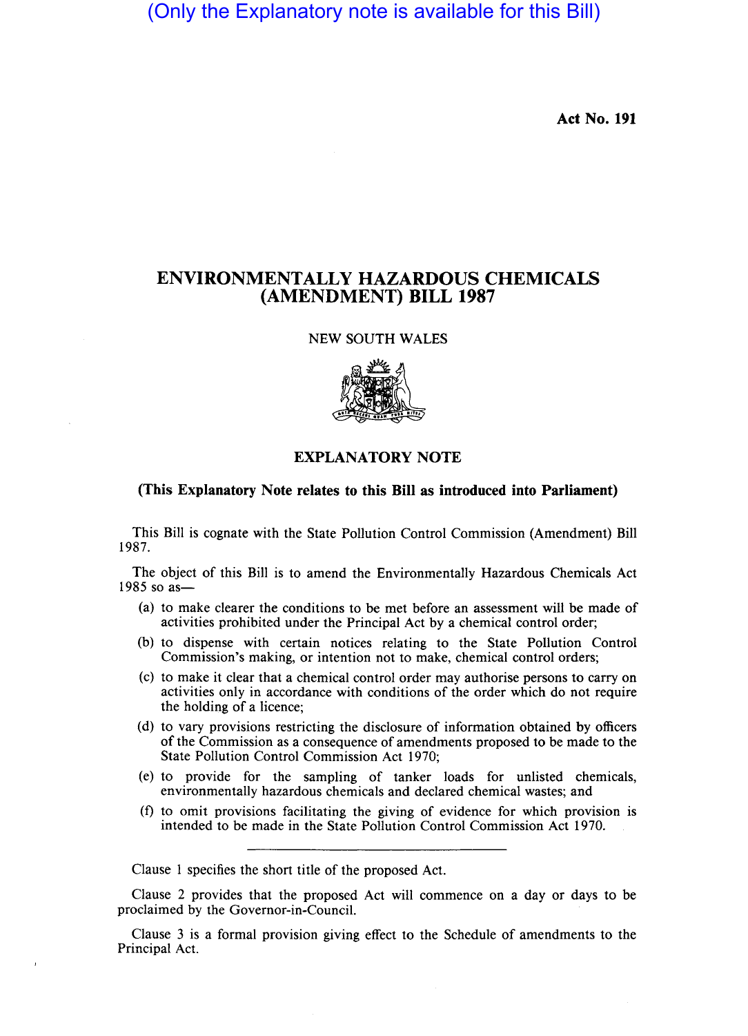(Only the Explanatory note is available for this Bill)

**Act No. 191**

# ENVIRONMENTALLY HAZARDOUS CHEMICALS (AMENDMENT) BILL 1987

NEW SOUTH WALES

## EXPLANATORY NOTE

**(This Explanatory Note relates to this Bill as introduced into Parliament)**

This Bill is cognate with the State Pollution Control Commission (Amendment) Bill 1987.

The object of this Bill is to amend the Environmentally Hazardous Chemicals Act 1985 so as—

(a) to make clearer the conditions to be met before an assessment will be made of activities prohibited under the Principal Act by a chemical control order;

(b) to dispense with certain notices relating to the State Pollution Control Commission's making, or intention not to make, chemical control orders;

(c) to make it clear that a chemical control order may authorise persons to carry on activities only in accordance with conditions of the order which do not require the holding of a licence;

(d) to vary provisions restricting the disclosure of information obtained by officers of the Commission as a consequence of amendments proposed to be made to the State Pollution Control Commission Act 1970;

(e) to provide for the sampling of tanker loads for unlisted chemicals, environmentally hazardous chemicals and declared chemical wastes; and

(f) to omit provisions facilitating the giving of evidence for which provision is intended to be made in the State Pollution Control Commission Act 1970.

---

Clause 1 specifies the short title of the proposed Act.

Clause 2 provides that the proposed Act will commence on a day or days to be proclaimed by the Governor-in-Council.

Clause 3 is a formal provision giving effect to the Schedule of amendments to the Principal Act.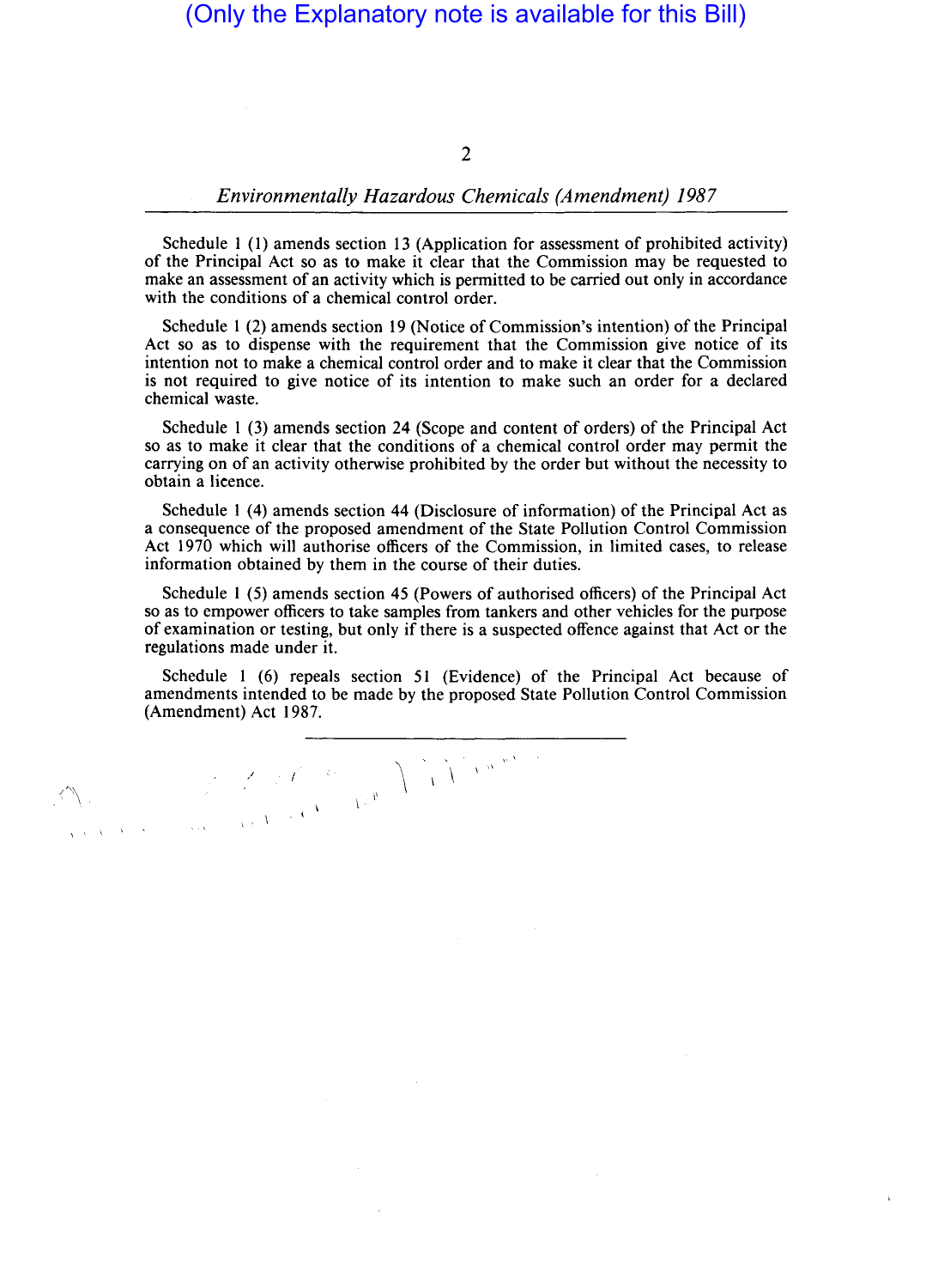(Only the Explanatory note is available for this Bill)

Schedule 1 (1) amends section 13 (Application for assessment of prohibited activity) of the Principal Act so as to make it clear that the Commission may be requested to make an assessment of an activity which is permitted to be carried out only in accordance with the conditions of a chemical control order.

Schedule 1 (2) amends section 19 (Notice of Commission's intention) of the Principal Act so as to dispense with the requirement that the Commission give notice of its intention not to make a chemical control order and to make it clear that the Commission is not required to give notice of its intention to make such an order for a declared chemical waste.

Schedule 1 (3) amends section 24 (Scope and content of orders) of the Principal Act so as to make it clear that the conditions of a chemical control order may permit the carrying on of an activity otherwise prohibited by the order but without the necessity to obtain a licence.

Schedule 1 (4) amends section 44 (Disclosure of information) of the Principal Act as a consequence of the proposed amendment of the State Pollution Control Commission Act 1970 which will authorise officers of the Commission, in limited cases, to release information obtained by them in the course of their duties.

Schedule 1 (5) amends section 45 (Powers of authorised officers) of the Principal Act so as to empower officers to take samples from tankers and other vehicles for the purpose of examination or testing, but only if there is a suspected offence against that Act or the regulations made under it.

Schedule 1 (6) repeals section 51 (Evidence) of the Principal Act because of amendments intended to be made by the proposed State Pollution Control Commission (Amendment) Act 1987.